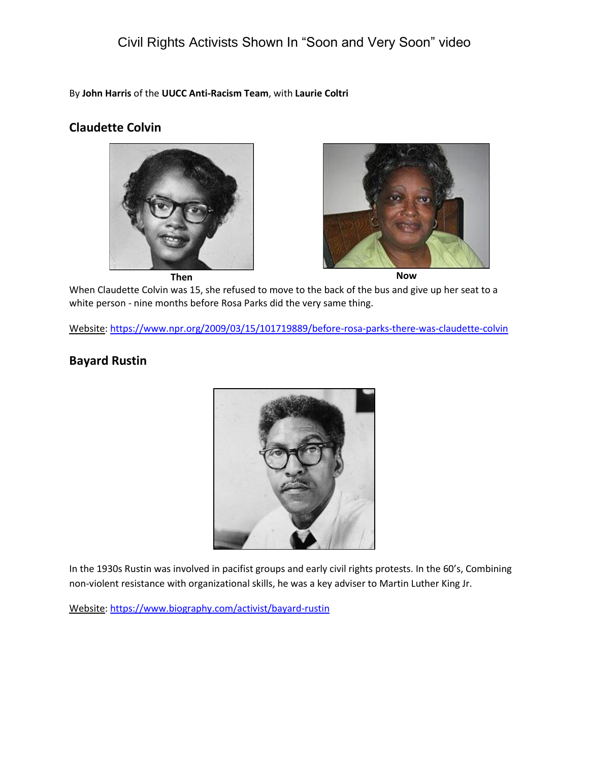# Civil Rights Activists Shown In "Soon and Very Soon" video

By **John Harris** of the **UUCC Anti-Racism Team**, with **Laurie Coltri**

## Claudette Colvin

**Then** **Now**

When Claudette Colvin was 15, she refused to move to the back of the bus and give up her seat to a white person - nine months before Rosa Parks did the very same thing.

Website: https://www.npr.org/2009/03/15/101719889/before-rosa-parks-there-was-claudette-colvin

## Bayard Rustin

In the 1930s Rustin was involved in pacifist groups and early civil rights protests. In the 60's, Combining non-violent resistance with organizational skills, he was a key adviser to Martin Luther King Jr.

Website: https://www.biography.com/activist/bayard-rustin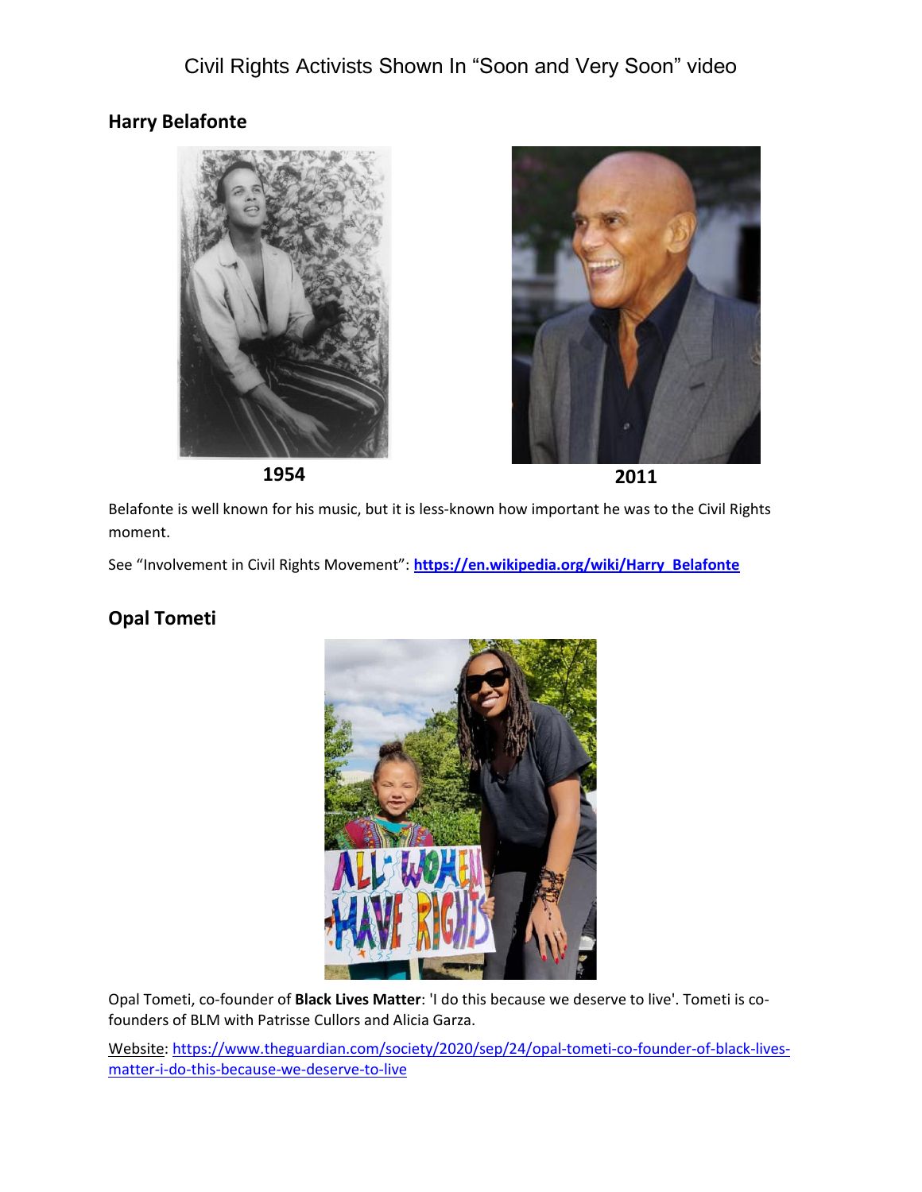Civil Rights Activists Shown In "Soon and Very Soon" video

## Harry Belafonte

1954

2011

Belafonte is well known for his music, but it is less-known how important he was to the Civil Rights moment.

See "Involvement in Civil Rights Movement": **https://en.wikipedia.org/wiki/Harry_Belafonte**

## Opal Tometi

Opal Tometi, co-founder of **Black Lives Matter**: 'I do this because we deserve to live'. Tometi is co-founders of BLM with Patrisse Cullors and Alicia Garza.

Website: https://www.theguardian.com/society/2020/sep/24/opal-tometi-co-founder-of-black-lives-matter-i-do-this-because-we-deserve-to-live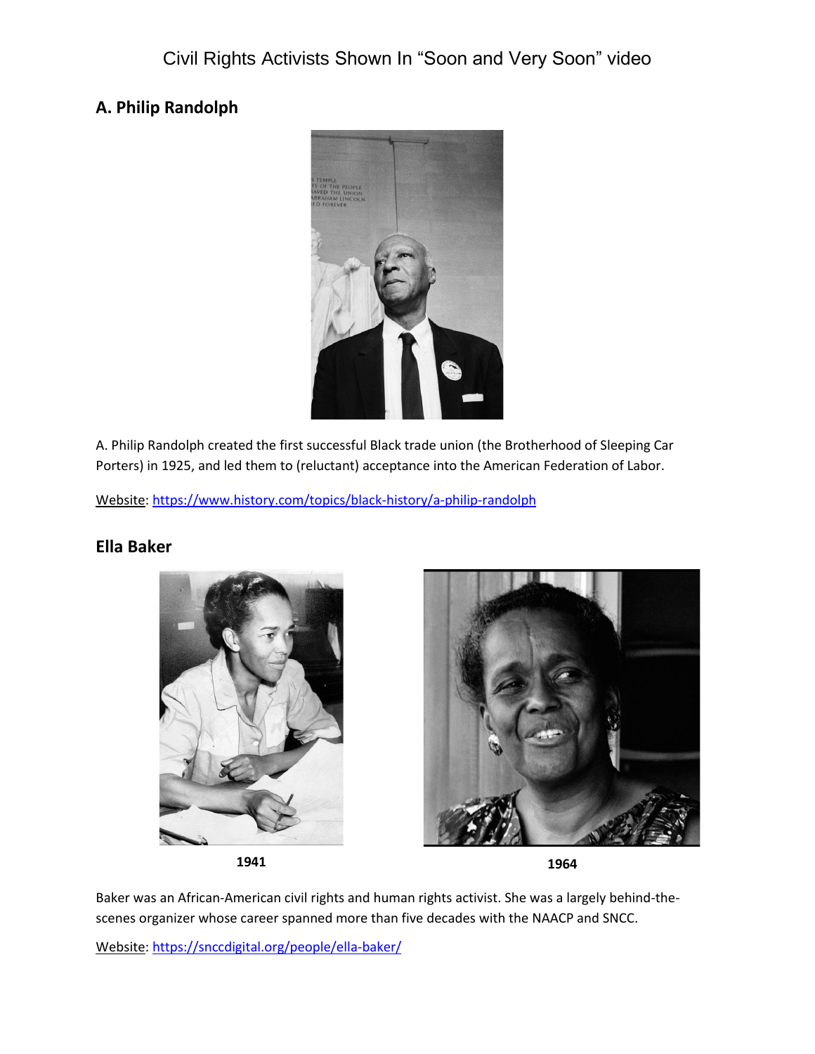Civil Rights Activists Shown In "Soon and Very Soon" video

## A. Philip Randolph

A. Philip Randolph created the first successful Black trade union (the Brotherhood of Sleeping Car Porters) in 1925, and led them to (reluctant) acceptance into the American Federation of Labor.

Website: https://www.history.com/topics/black-history/a-philip-randolph

## Ella Baker

**1941**

**1964**

Baker was an African-American civil rights and human rights activist. She was a largely behind-the-scenes organizer whose career spanned more than five decades with the NAACP and SNCC.

Website: https://snccdigital.org/people/ella-baker/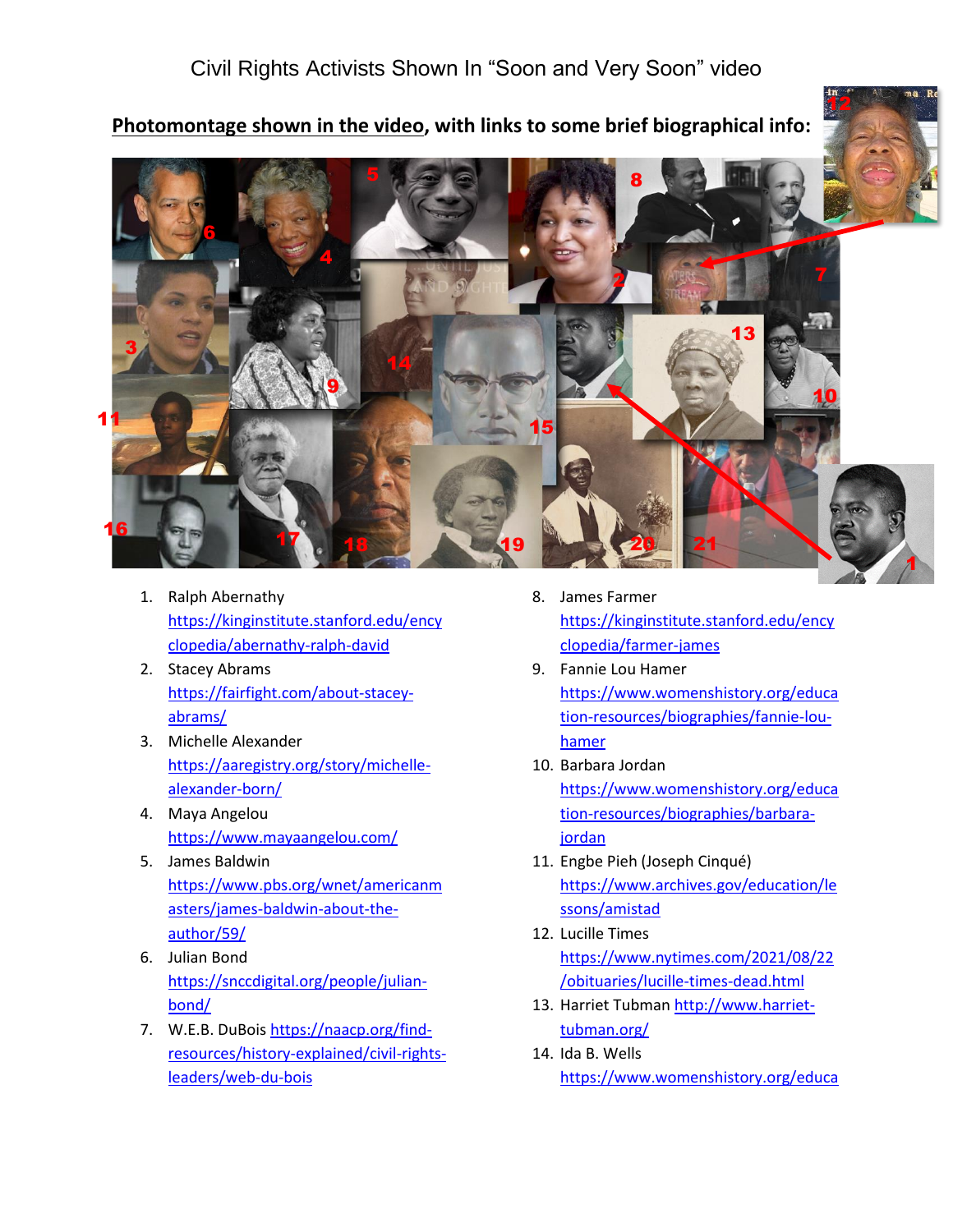# Civil Rights Activists Shown In "Soon and Very Soon" video

**Photomontage shown in the video, with links to some brief biographical info:**

1. Ralph Abernathy https://kinginstitute.stanford.edu/encyclopedia/abernathy-ralph-david
2. Stacey Abrams https://fairfight.com/about-stacey-abrams/
3. Michelle Alexander https://aaregistry.org/story/michelle-alexander-born/
4. Maya Angelou https://www.mayaangelou.com/
5. James Baldwin https://www.pbs.org/wnet/americanmasters/james-baldwin-about-the-author/59/
6. Julian Bond https://snccdigital.org/people/julian-bond/
7. W.E.B. DuBois https://naacp.org/find-resources/history-explained/civil-rights-leaders/web-du-bois
8. James Farmer https://kinginstitute.stanford.edu/encyclopedia/farmer-james
9. Fannie Lou Hamer https://www.womenshistory.org/education-resources/biographies/fannie-lou-hamer
10. Barbara Jordan https://www.womenshistory.org/education-resources/biographies/barbara-jordan
11. Engbe Pieh (Joseph Cinqué) https://www.archives.gov/education/lessons/amistad
12. Lucille Times https://www.nytimes.com/2021/08/22/obituaries/lucille-times-dead.html
13. Harriet Tubman http://www.harriet-tubman.org/
14. Ida B. Wells https://www.womenshistory.org/educa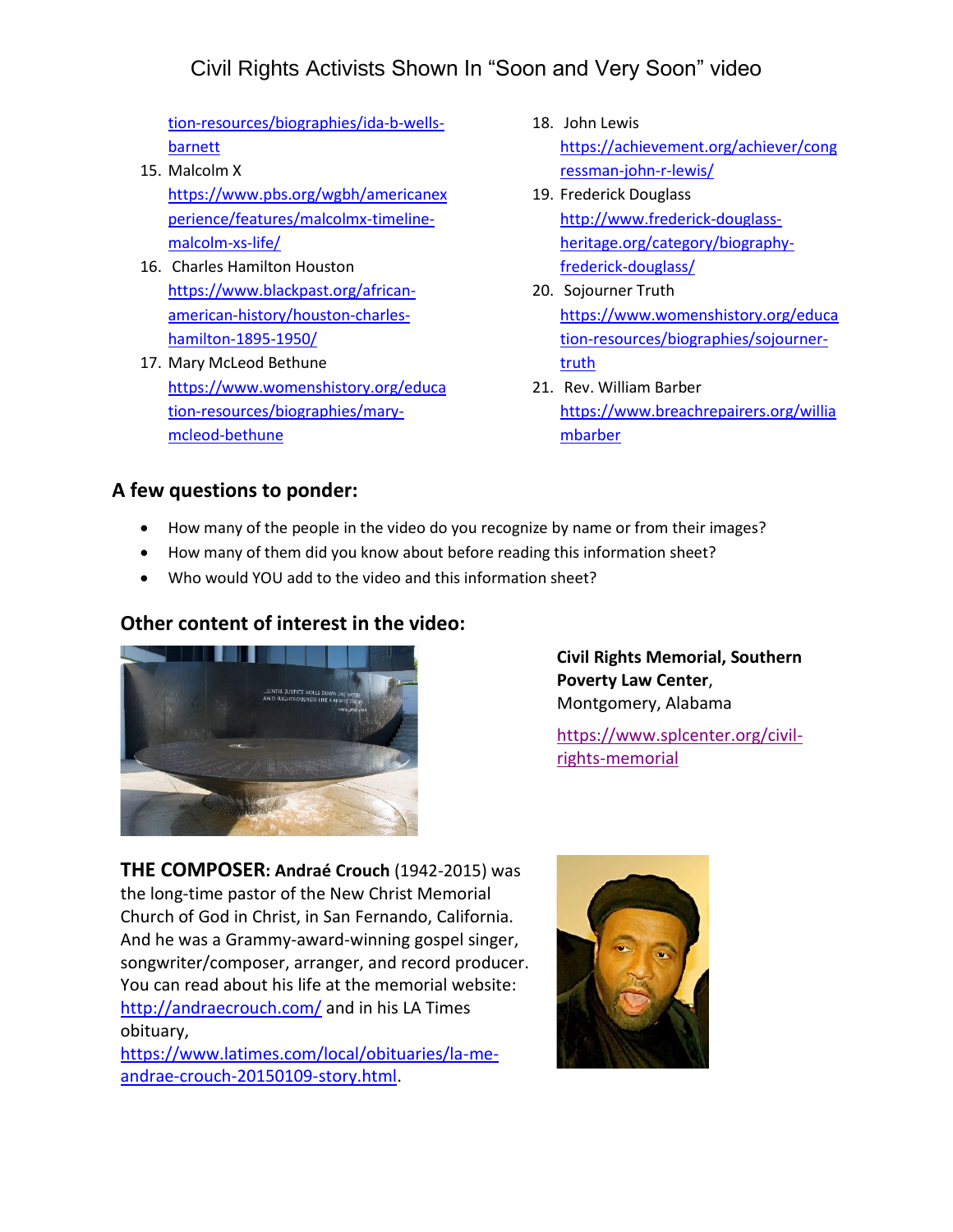tion-resources/biographies/ida-b-wells-barnett

15. Malcolm X
    https://www.pbs.org/wgbh/americanexperience/features/malcolmx-timeline-malcolm-xs-life/
16. Charles Hamilton Houston
    https://www.blackpast.org/african-american-history/houston-charles-hamilton-1895-1950/
17. Mary McLeod Bethune
    https://www.womenshistory.org/education-resources/biographies/mary-mcleod-bethune
18. John Lewis
    https://achievement.org/achiever/congressman-john-r-lewis/
19. Frederick Douglass
    http://www.frederick-douglass-heritage.org/category/biography-frederick-douglass/
20. Sojourner Truth
    https://www.womenshistory.org/education-resources/biographies/sojourner-truth
21. Rev. William Barber
    https://www.breachrepairers.org/williambarber

## A few questions to ponder:

- How many of the people in the video do you recognize by name or from their images?
- How many of them did you know about before reading this information sheet?
- Who would YOU add to the video and this information sheet?

## Other content of interest in the video:

**Civil Rights Memorial, Southern Poverty Law Center**, Montgomery, Alabama

https://www.splcenter.org/civil-rights-memorial

**THE COMPOSER: Andraé Crouch** (1942-2015) was the long-time pastor of the New Christ Memorial Church of God in Christ, in San Fernando, California. And he was a Grammy-award-winning gospel singer, songwriter/composer, arranger, and record producer. You can read about his life at the memorial website: http://andraecrouch.com/ and in his LA Times obituary, https://www.latimes.com/local/obituaries/la-me-andrae-crouch-20150109-story.html.